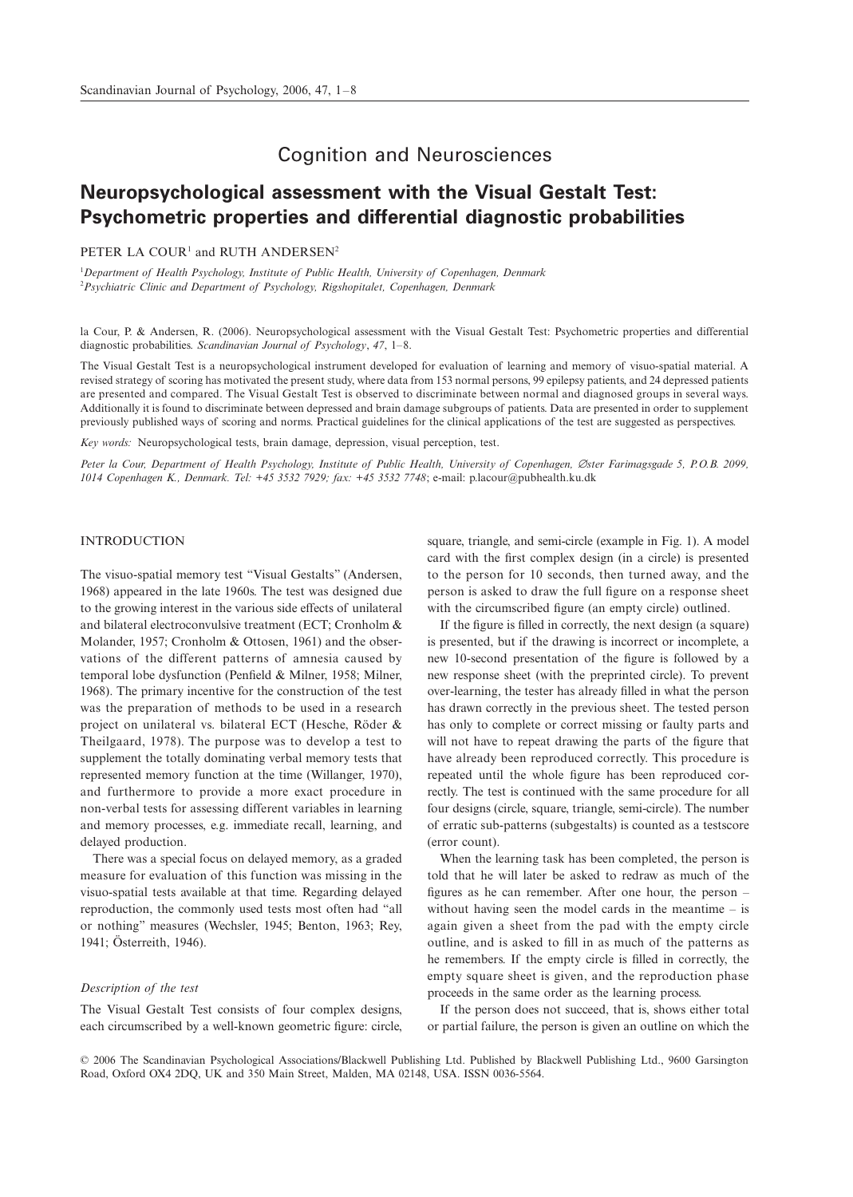Cognition and Neurosciences

# Neuropsychological assessment with the Visual Gestalt Test: Psychometric properties and differential diagnostic probabilities

PETER LA COUR[1] and RUTH ANDERSEN[2]

[1]*Department of Health Psychology, Institute of Public Health, University of Copenhagen, Denmark*
[2]*Psychiatric Clinic and Department of Psychology, Rigshopitalet, Copenhagen, Denmark*

la Cour, P. & Andersen, R. (2006). Neuropsychological assessment with the Visual Gestalt Test: Psychometric properties and differential diagnostic probabilities. *Scandinavian Journal of Psychology*, *47*, 1–8.

The Visual Gestalt Test is a neuropsychological instrument developed for evaluation of learning and memory of visuo-spatial material. A revised strategy of scoring has motivated the present study, where data from 153 normal persons, 99 epilepsy patients, and 24 depressed patients are presented and compared. The Visual Gestalt Test is observed to discriminate between normal and diagnosed groups in several ways. Additionally it is found to discriminate between depressed and brain damage subgroups of patients. Data are presented in order to supplement previously published ways of scoring and norms. Practical guidelines for the clinical applications of the test are suggested as perspectives.

*Key words:* Neuropsychological tests, brain damage, depression, visual perception, test.

*Peter la Cour, Department of Health Psychology, Institute of Public Health, University of Copenhagen, Øster Farimagsgade 5, P.O.B. 2099, 1014 Copenhagen K., Denmark. Tel: +45 3532 7929; fax: +45 3532 7748*; e-mail: p.lacour@pubhealth.ku.dk

## INTRODUCTION

The visuo-spatial memory test "Visual Gestalts" (Andersen, 1968) appeared in the late 1960s. The test was designed due to the growing interest in the various side effects of unilateral and bilateral electroconvulsive treatment (ECT; Cronholm & Molander, 1957; Cronholm & Ottosen, 1961) and the observations of the different patterns of amnesia caused by temporal lobe dysfunction (Penfield & Milner, 1958; Milner, 1968). The primary incentive for the construction of the test was the preparation of methods to be used in a research project on unilateral vs. bilateral ECT (Hesche, Röder & Theilgaard, 1978). The purpose was to develop a test to supplement the totally dominating verbal memory tests that represented memory function at the time (Willanger, 1970), and furthermore to provide a more exact procedure in non-verbal tests for assessing different variables in learning and memory processes, e.g. immediate recall, learning, and delayed production.

There was a special focus on delayed memory, as a graded measure for evaluation of this function was missing in the visuo-spatial tests available at that time. Regarding delayed reproduction, the commonly used tests most often had "all or nothing" measures (Wechsler, 1945; Benton, 1963; Rey, 1941; Österreith, 1946).

### *Description of the test*

The Visual Gestalt Test consists of four complex designs, each circumscribed by a well-known geometric figure: circle, square, triangle, and semi-circle (example in Fig. 1). A model card with the first complex design (in a circle) is presented to the person for 10 seconds, then turned away, and the person is asked to draw the full figure on a response sheet with the circumscribed figure (an empty circle) outlined.

If the figure is filled in correctly, the next design (a square) is presented, but if the drawing is incorrect or incomplete, a new 10-second presentation of the figure is followed by a new response sheet (with the preprinted circle). To prevent over-learning, the tester has already filled in what the person has drawn correctly in the previous sheet. The tested person has only to complete or correct missing or faulty parts and will not have to repeat drawing the parts of the figure that have already been reproduced correctly. This procedure is repeated until the whole figure has been reproduced correctly. The test is continued with the same procedure for all four designs (circle, square, triangle, semi-circle). The number of erratic sub-patterns (subgestalts) is counted as a testscore (error count).

When the learning task has been completed, the person is told that he will later be asked to redraw as much of the figures as he can remember. After one hour, the person – without having seen the model cards in the meantime – is again given a sheet from the pad with the empty circle outline, and is asked to fill in as much of the patterns as he remembers. If the empty circle is filled in correctly, the empty square sheet is given, and the reproduction phase proceeds in the same order as the learning process.

If the person does not succeed, that is, shows either total or partial failure, the person is given an outline on which the

© 2006 The Scandinavian Psychological Associations/Blackwell Publishing Ltd. Published by Blackwell Publishing Ltd., 9600 Garsington Road, Oxford OX4 2DQ, UK and 350 Main Street, Malden, MA 02148, USA. ISSN 0036-5564.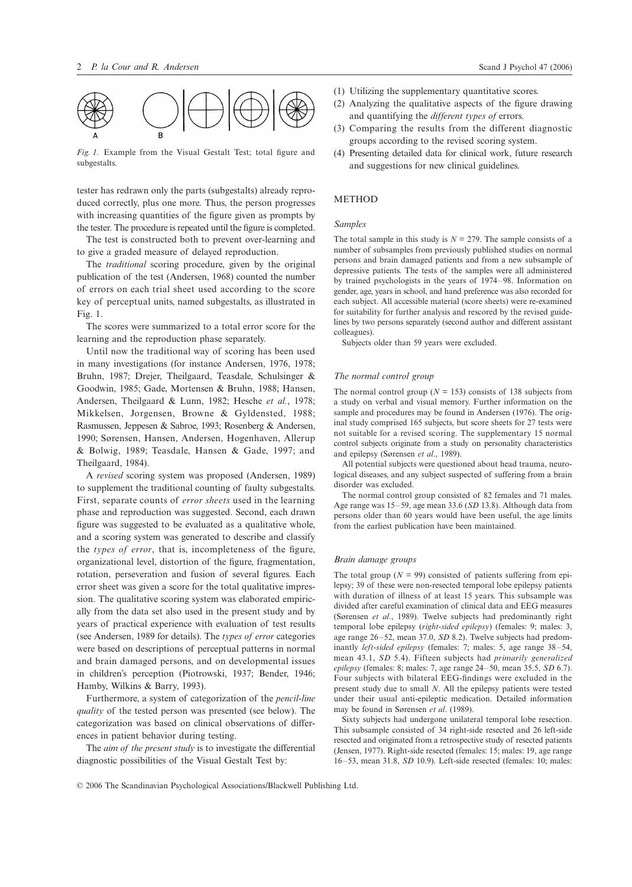*Fig. 1.* Example from the Visual Gestalt Test; total figure and subgestalts.

tester has redrawn only the parts (subgestalts) already reproduced correctly, plus one more. Thus, the person progresses with increasing quantities of the figure given as prompts by the tester. The procedure is repeated until the figure is completed.

The test is constructed both to prevent over-learning and to give a graded measure of delayed reproduction.

The *traditional* scoring procedure, given by the original publication of the test (Andersen, 1968) counted the number of errors on each trial sheet used according to the score key of perceptual units, named subgestalts, as illustrated in Fig. 1.

The scores were summarized to a total error score for the learning and the reproduction phase separately.

Until now the traditional way of scoring has been used in many investigations (for instance Andersen, 1976, 1978; Bruhn, 1987; Drejer, Theilgaard, Teasdale, Schulsinger & Goodwin, 1985; Gade, Mortensen & Bruhn, 1988; Hansen, Andersen, Theilgaard & Lunn, 1982; Hesche *et al.*, 1978; Mikkelsen, Jorgensen, Browne & Gyldensted, 1988; Rasmussen, Jeppesen & Sabroe, 1993; Rosenberg & Andersen, 1990; Sørensen, Hansen, Andersen, Hogenhaven, Allerup & Bolwig, 1989; Teasdale, Hansen & Gade, 1997; and Theilgaard, 1984).

A *revised* scoring system was proposed (Andersen, 1989) to supplement the traditional counting of faulty subgestalts. First, separate counts of *error sheets* used in the learning phase and reproduction was suggested. Second, each drawn figure was suggested to be evaluated as a qualitative whole, and a scoring system was generated to describe and classify the *types of error*, that is, incompleteness of the figure, organizational level, distortion of the figure, fragmentation, rotation, perseveration and fusion of several figures. Each error sheet was given a score for the total qualitative impression. The qualitative scoring system was elaborated empirically from the data set also used in the present study and by years of practical experience with evaluation of test results (see Andersen, 1989 for details). The *types of error* categories were based on descriptions of perceptual patterns in normal and brain damaged persons, and on developmental issues in children's perception (Piotrowski, 1937; Bender, 1946; Hamby, Wilkins & Barry, 1993).

Furthermore, a system of categorization of the *pencil-line quality* of the tested person was presented (see below). The categorization was based on clinical observations of differences in patient behavior during testing.

The *aim of the present study* is to investigate the differential diagnostic possibilities of the Visual Gestalt Test by:

(1) Utilizing the supplementary quantitative scores.
(2) Analyzing the qualitative aspects of the figure drawing and quantifying the *different types of* errors.
(3) Comparing the results from the different diagnostic groups according to the revised scoring system.
(4) Presenting detailed data for clinical work, future research and suggestions for new clinical guidelines.

## METHOD

### *Samples*

The total sample in this study is $N = 279$. The sample consists of a number of subsamples from previously published studies on normal persons and brain damaged patients and from a new subsample of depressive patients. The tests of the samples were all administered by trained psychologists in the years of 1974–98. Information on gender, age, years in school, and hand preference was also recorded for each subject. All accessible material (score sheets) were re-examined for suitability for further analysis and rescored by the revised guidelines by two persons separately (second author and different assistant colleagues).

Subjects older than 59 years were excluded.

### *The normal control group*

The normal control group ($N = 153$) consists of 138 subjects from a study on verbal and visual memory. Further information on the sample and procedures may be found in Andersen (1976). The original study comprised 165 subjects, but score sheets for 27 tests were not suitable for a revised scoring. The supplementary 15 normal control subjects originate from a study on personality characteristics and epilepsy (Sørensen *et al.*, 1989).

All potential subjects were questioned about head trauma, neurological diseases, and any subject suspected of suffering from a brain disorder was excluded.

The normal control group consisted of 82 females and 71 males. Age range was 15–59, age mean 33.6 (*SD* 13.8). Although data from persons older than 60 years would have been useful, the age limits from the earliest publication have been maintained.

### *Brain damage groups*

The total group ($N = 99$) consisted of patients suffering from epilepsy; 39 of these were non-resected temporal lobe epilepsy patients with duration of illness of at least 15 years. This subsample was divided after careful examination of clinical data and EEG measures (Sørensen *et al*., 1989). Twelve subjects had predominantly right temporal lobe epilepsy (*right-sided epilepsy*) (females: 9; males: 3, age range 26–52, mean 37.0, *SD* 8.2). Twelve subjects had predominantly *left-sided epilepsy* (females: 7; males: 5, age range 38–54, mean 43.1, *SD* 5.4). Fifteen subjects had *primarily generalized epilepsy* (females: 8; males: 7, age range 24–50, mean 35.5, *SD* 6.7). Four subjects with bilateral EEG-findings were excluded in the present study due to small *N*. All the epilepsy patients were tested under their usual anti-epileptic medication. Detailed information may be found in Sørensen *et al*. (1989).

Sixty subjects had undergone unilateral temporal lobe resection. This subsample consisted of 34 right-side resected and 26 left-side resected and originated from a retrospective study of resected patients (Jensen, 1977). Right-side resected (females: 15; males: 19, age range 16–53, mean 31.8, *SD* 10.9). Left-side resected (females: 10; males:

© 2006 The Scandinavian Psychological Associations/Blackwell Publishing Ltd.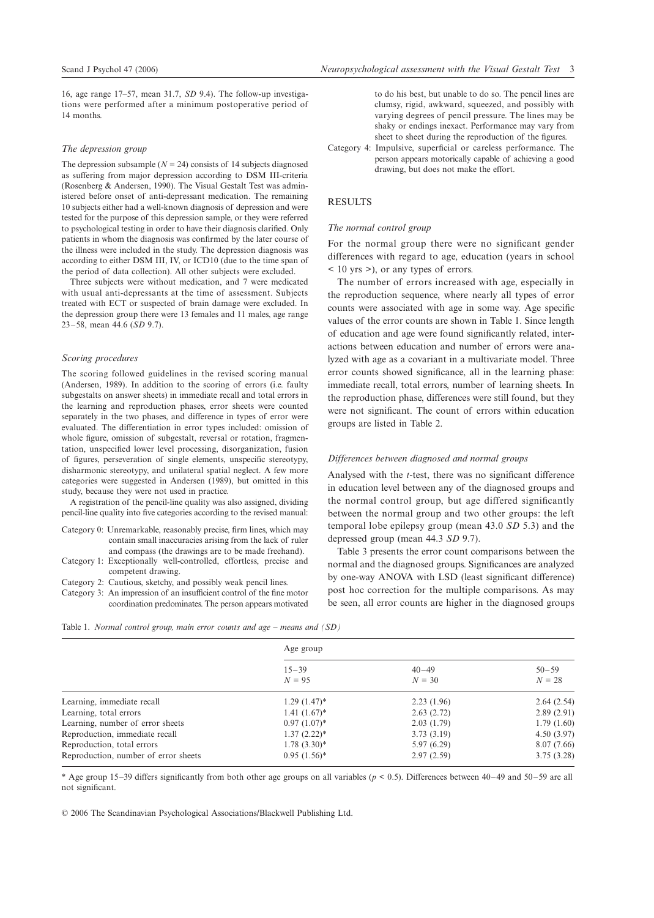16, age range 17–57, mean 31.7, *SD* 9.4). The follow-up investigations were performed after a minimum postoperative period of 14 months.

### *The depression group*

The depression subsample ($N = 24$) consists of 14 subjects diagnosed as suffering from major depression according to DSM III-criteria (Rosenberg & Andersen, 1990). The Visual Gestalt Test was administered before onset of anti-depressant medication. The remaining 10 subjects either had a well-known diagnosis of depression and were tested for the purpose of this depression sample, or they were referred to psychological testing in order to have their diagnosis clarified. Only patients in whom the diagnosis was confirmed by the later course of the illness were included in the study. The depression diagnosis was according to either DSM III, IV, or ICD10 (due to the time span of the period of data collection). All other subjects were excluded.

Three subjects were without medication, and 7 were medicated with usual anti-depressants at the time of assessment. Subjects treated with ECT or suspected of brain damage were excluded. In the depression group there were 13 females and 11 males, age range 23–58, mean 44.6 (*SD* 9.7).

### *Scoring procedures*

The scoring followed guidelines in the revised scoring manual (Andersen, 1989). In addition to the scoring of errors (i.e. faulty subgestalts on answer sheets) in immediate recall and total errors in the learning and reproduction phases, error sheets were counted separately in the two phases, and difference in types of error were evaluated. The differentiation in error types included: omission of whole figure, omission of subgestalt, reversal or rotation, fragmentation, unspecified lower level processing, disorganization, fusion of figures, perseveration of single elements, unspecific stereotypy, disharmonic stereotypy, and unilateral spatial neglect. A few more categories were suggested in Andersen (1989), but omitted in this study, because they were not used in practice.

A registration of the pencil-line quality was also assigned, dividing pencil-line quality into five categories according to the revised manual:

- Category 0: Unremarkable, reasonably precise, firm lines, which may contain small inaccuracies arising from the lack of ruler and compass (the drawings are to be made freehand).
- Category 1: Exceptionally well-controlled, effortless, precise and competent drawing.
- Category 2: Cautious, sketchy, and possibly weak pencil lines.
- Category 3: An impression of an insufficient control of the fine motor coordination predominates. The person appears motivated to do his best, but unable to do so. The pencil lines are clumsy, rigid, awkward, squeezed, and possibly with varying degrees of pencil pressure. The lines may be shaky or endings inexact. Performance may vary from sheet to sheet during the reproduction of the figures.
- Category 4: Impulsive, superficial or careless performance. The person appears motorically capable of achieving a good drawing, but does not make the effort.

## RESULTS

### *The normal control group*

For the normal group there were no significant gender differences with regard to age, education (years in school < 10 yrs >), or any types of errors.

The number of errors increased with age, especially in the reproduction sequence, where nearly all types of error counts were associated with age in some way. Age specific values of the error counts are shown in Table 1. Since length of education and age were found significantly related, interactions between education and number of errors were analyzed with age as a covariant in a multivariate model. Three error counts showed significance, all in the learning phase: immediate recall, total errors, number of learning sheets. In the reproduction phase, differences were still found, but they were not significant. The count of errors within education groups are listed in Table 2.

### *Differences between diagnosed and normal groups*

Analysed with the *t*-test, there was no significant difference in education level between any of the diagnosed groups and the normal control group, but age differed significantly between the normal group and two other groups: the left temporal lobe epilepsy group (mean 43.0 *SD* 5.3) and the depressed group (mean 44.3 *SD* 9.7).

Table 3 presents the error count comparisons between the normal and the diagnosed groups. Significances are analyzed by one-way ANOVA with LSD (least significant difference) post hoc correction for the multiple comparisons. As may be seen, all error counts are higher in the diagnosed groups

Table 1. *Normal control group, main error counts and age – means and (SD)*

| | Age group | | |
|---|---|---|---|
| | 15–39 $N = 95$ | 40–49 $N = 30$ | 50–59 $N = 28$ |
| Learning, immediate recall | 1.29 (1.47)* | 2.23 (1.96) | 2.64 (2.54) |
| Learning, total errors | 1.41 (1.67)* | 2.63 (2.72) | 2.89 (2.91) |
| Learning, number of error sheets | 0.97 (1.07)* | 2.03 (1.79) | 1.79 (1.60) |
| Reproduction, immediate recall | 1.37 (2.22)* | 3.73 (3.19) | 4.50 (3.97) |
| Reproduction, total errors | 1.78 (3.30)* | 5.97 (6.29) | 8.07 (7.66) |
| Reproduction, number of error sheets | 0.95 (1.56)* | 2.97 (2.59) | 3.75 (3.28) |

\* Age group 15–39 differs significantly from both other age groups on all variables ($p < 0.5$). Differences between 40–49 and 50–59 are all not significant.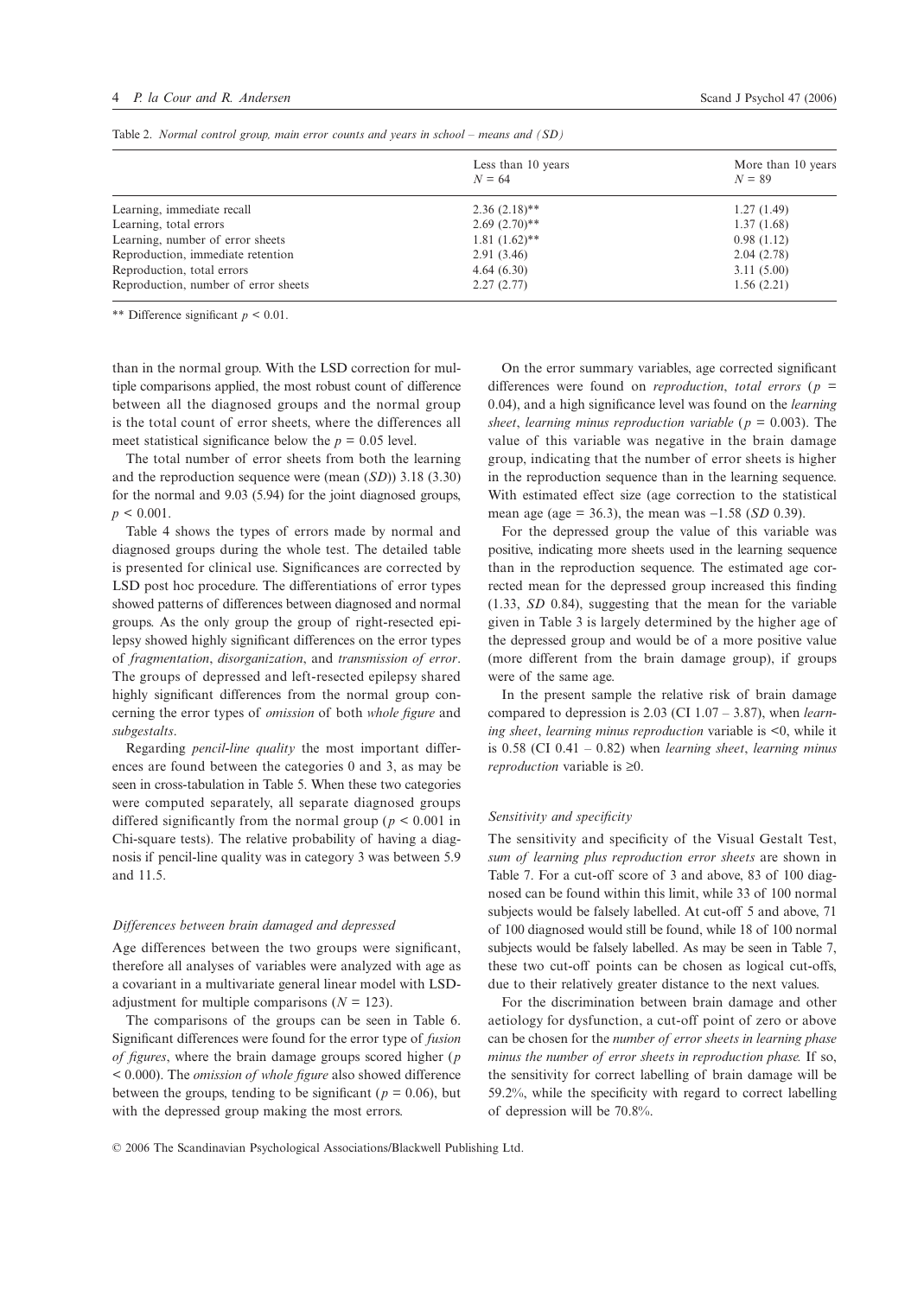Table 2. *Normal control group, main error counts and years in school – means and (SD)*

| | Less than 10 years $N = 64$ | More than 10 years $N = 89$ |
|---|---|---|
| Learning, immediate recall | 2.36 (2.18)** | 1.27 (1.49) |
| Learning, total errors | 2.69 (2.70)** | 1.37 (1.68) |
| Learning, number of error sheets | 1.81 (1.62)** | 0.98 (1.12) |
| Reproduction, immediate retention | 2.91 (3.46) | 2.04 (2.78) |
| Reproduction, total errors | 4.64 (6.30) | 3.11 (5.00) |
| Reproduction, number of error sheets | 2.27 (2.77) | 1.56 (2.21) |

** Difference significant $p < 0.01$.

than in the normal group. With the LSD correction for multiple comparisons applied, the most robust count of difference between all the diagnosed groups and the normal group is the total count of error sheets, where the differences all meet statistical significance below the $p = 0.05$ level.

The total number of error sheets from both the learning and the reproduction sequence were (mean (*SD*)) 3.18 (3.30) for the normal and 9.03 (5.94) for the joint diagnosed groups, $p < 0.001$.

Table 4 shows the types of errors made by normal and diagnosed groups during the whole test. The detailed table is presented for clinical use. Significances are corrected by LSD post hoc procedure. The differentiations of error types showed patterns of differences between diagnosed and normal groups. As the only group the group of right-resected epilepsy showed highly significant differences on the error types of *fragmentation*, *disorganization*, and *transmission of error*. The groups of depressed and left-resected epilepsy shared highly significant differences from the normal group concerning the error types of *omission* of both *whole figure* and *subgestalts*.

Regarding *pencil-line quality* the most important differences are found between the categories 0 and 3, as may be seen in cross-tabulation in Table 5. When these two categories were computed separately, all separate diagnosed groups differed significantly from the normal group ($p < 0.001$ in Chi-square tests). The relative probability of having a diagnosis if pencil-line quality was in category 3 was between 5.9 and 11.5.

### *Differences between brain damaged and depressed*

Age differences between the two groups were significant, therefore all analyses of variables were analyzed with age as a covariant in a multivariate general linear model with LSD-adjustment for multiple comparisons ($N = 123$).

The comparisons of the groups can be seen in Table 6. Significant differences were found for the error type of *fusion of figures*, where the brain damage groups scored higher ($p < 0.000$). The *omission of whole figure* also showed difference between the groups, tending to be significant ($p = 0.06$), but with the depressed group making the most errors.

On the error summary variables, age corrected significant differences were found on *reproduction*, *total errors* ($p = 0.04$), and a high significance level was found on the *learning sheet*, *learning minus reproduction variable* ($p = 0.003$). The value of this variable was negative in the brain damage group, indicating that the number of error sheets is higher in the reproduction sequence than in the learning sequence. With estimated effect size (age correction to the statistical mean age (age = 36.3), the mean was −1.58 (*SD* 0.39).

For the depressed group the value of this variable was positive, indicating more sheets used in the learning sequence than in the reproduction sequence. The estimated age corrected mean for the depressed group increased this finding (1.33, *SD* 0.84), suggesting that the mean for the variable given in Table 3 is largely determined by the higher age of the depressed group and would be of a more positive value (more different from the brain damage group), if groups were of the same age.

In the present sample the relative risk of brain damage compared to depression is 2.03 (CI 1.07 – 3.87), when *learning sheet*, *learning minus reproduction* variable is $<0$, while it is 0.58 (CI 0.41 – 0.82) when *learning sheet*, *learning minus reproduction* variable is $\geq 0$.

### *Sensitivity and specificity*

The sensitivity and specificity of the Visual Gestalt Test, *sum of learning plus reproduction error sheets* are shown in Table 7. For a cut-off score of 3 and above, 83 of 100 diagnosed can be found within this limit, while 33 of 100 normal subjects would be falsely labelled. At cut-off 5 and above, 71 of 100 diagnosed would still be found, while 18 of 100 normal subjects would be falsely labelled. As may be seen in Table 7, these two cut-off points can be chosen as logical cut-offs, due to their relatively greater distance to the next values.

For the discrimination between brain damage and other aetiology for dysfunction, a cut-off point of zero or above can be chosen for the *number of error sheets in learning phase minus the number of error sheets in reproduction phase.* If so, the sensitivity for correct labelling of brain damage will be 59.2%, while the specificity with regard to correct labelling of depression will be 70.8%.

© 2006 The Scandinavian Psychological Associations/Blackwell Publishing Ltd.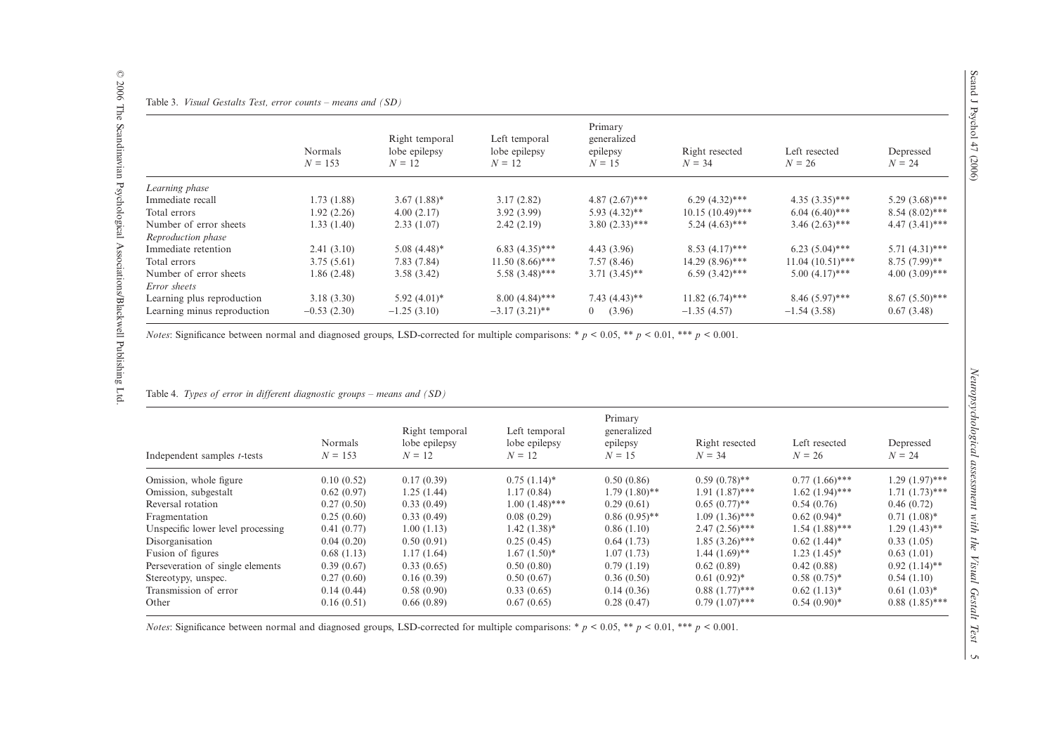Table 3. *Visual Gestalts Test, error counts – means and (SD)*

| | Normals $N = 153$ | Right temporal lobe epilepsy $N = 12$ | Left temporal lobe epilepsy $N = 12$ | Primary generalized epilepsy $N = 15$ | Right resected $N = 34$ | Left resected $N = 26$ | Depressed $N = 24$ |
|---|---|---|---|---|---|---|---|
| *Learning phase* | | | | | | | |
| Immediate recall | 1.73 (1.88) | 3.67 (1.88)* | 3.17 (2.82) | 4.87 (2.67)*** | 6.29 (4.32)*** | 4.35 (3.35)*** | 5.29 (3.68)*** |
| Total errors | 1.92 (2.26) | 4.00 (2.17) | 3.92 (3.99) | 5.93 (4.32)** | 10.15 (10.49)*** | 6.04 (6.40)*** | 8.54 (8.02)*** |
| Number of error sheets | 1.33 (1.40) | 2.33 (1.07) | 2.42 (2.19) | 3.80 (2.33)*** | 5.24 (4.63)*** | 3.46 (2.63)*** | 4.47 (3.41)*** |
| *Reproduction phase* | | | | | | | |
| Immediate retention | 2.41 (3.10) | 5.08 (4.48)* | 6.83 (4.35)*** | 4.43 (3.96) | 8.53 (4.17)*** | 6.23 (5.04)*** | 5.71 (4.31)*** |
| Total errors | 3.75 (5.61) | 7.83 (7.84) | 11.50 (8.66)*** | 7.57 (8.46) | 14.29 (8.96)*** | 11.04 (10.51)*** | 8.75 (7.99)** |
| Number of error sheets | 1.86 (2.48) | 3.58 (3.42) | 5.58 (3.48)*** | 3.71 (3.45)** | 6.59 (3.42)*** | 5.00 (4.17)*** | 4.00 (3.09)*** |
| *Error sheets* | | | | | | | |
| Learning plus reproduction | 3.18 (3.30) | 5.92 (4.01)* | 8.00 (4.84)*** | 7.43 (4.43)** | 11.82 (6.74)*** | 8.46 (5.97)*** | 8.67 (5.50)*** |
| Learning minus reproduction | −0.53 (2.30) | −1.25 (3.10) | −3.17 (3.21)** | 0 (3.96) | −1.35 (4.57) | −1.54 (3.58) | 0.67 (3.48) |

*Notes*: Significance between normal and diagnosed groups, LSD-corrected for multiple comparisons: * $p < 0.05$, ** $p < 0.01$, *** $p < 0.001$.

Table 4. *Types of error in different diagnostic groups – means and (SD)*

| Independent samples *t*-tests | Normals $N = 153$ | Right temporal lobe epilepsy $N = 12$ | Left temporal lobe epilepsy $N = 12$ | Primary generalized epilepsy $N = 15$ | Right resected $N = 34$ | Left resected $N = 26$ | Depressed $N = 24$ |
|---|---|---|---|---|---|---|---|
| Omission, whole figure | 0.10 (0.52) | 0.17 (0.39) | 0.75 (1.14)* | 0.50 (0.86) | 0.59 (0.78)** | 0.77 (1.66)*** | 1.29 (1.97)*** |
| Omission, subgestalt | 0.62 (0.97) | 1.25 (1.44) | 1.17 (0.84) | 1.79 (1.80)** | 1.91 (1.87)*** | 1.62 (1.94)*** | 1.71 (1.73)*** |
| Reversal rotation | 0.27 (0.50) | 0.33 (0.49) | 1.00 (1.48)*** | 0.29 (0.61) | 0.65 (0.77)** | 0.54 (0.76) | 0.46 (0.72) |
| Fragmentation | 0.25 (0.60) | 0.33 (0.49) | 0.08 (0.29) | 0.86 (0.95)** | 1.09 (1.36)*** | 0.62 (0.94)* | 0.71 (1.08)* |
| Unspecific lower level processing | 0.41 (0.77) | 1.00 (1.13) | 1.42 (1.38)* | 0.86 (1.10) | 2.47 (2.56)*** | 1.54 (1.88)*** | 1.29 (1.43)** |
| Disorganisation | 0.04 (0.20) | 0.50 (0.91) | 0.25 (0.45) | 0.64 (1.73) | 1.85 (3.26)*** | 0.62 (1.44)* | 0.33 (1.05) |
| Fusion of figures | 0.68 (1.13) | 1.17 (1.64) | 1.67 (1.50)* | 1.07 (1.73) | 1.44 (1.69)** | 1.23 (1.45)* | 0.63 (1.01) |
| Perseveration of single elements | 0.39 (0.67) | 0.33 (0.65) | 0.50 (0.80) | 0.79 (1.19) | 0.62 (0.89) | 0.42 (0.88) | 0.92 (1.14)** |
| Stereotypy, unspec. | 0.27 (0.60) | 0.16 (0.39) | 0.50 (0.67) | 0.36 (0.50) | 0.61 (0.92)* | 0.58 (0.75)* | 0.54 (1.10) |
| Transmission of error | 0.14 (0.44) | 0.58 (0.90) | 0.33 (0.65) | 0.14 (0.36) | 0.88 (1.77)*** | 0.62 (1.13)* | 0.61 (1.03)* |
| Other | 0.16 (0.51) | 0.66 (0.89) | 0.67 (0.65) | 0.28 (0.47) | 0.79 (1.07)*** | 0.54 (0.90)* | 0.88 (1.85)*** |

*Notes*: Significance between normal and diagnosed groups, LSD-corrected for multiple comparisons: * $p < 0.05$, ** $p < 0.01$, *** $p < 0.001$.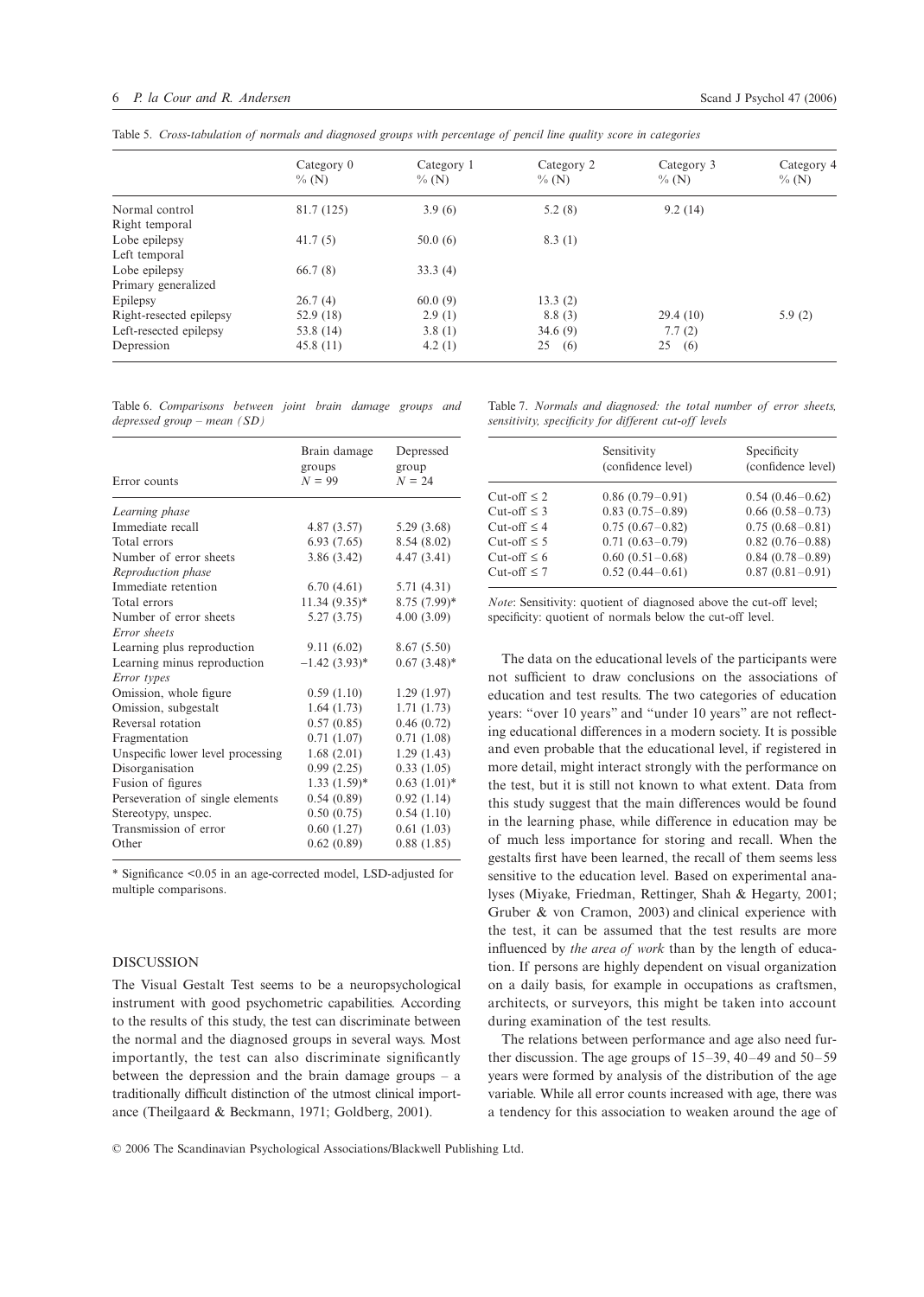Table 5. *Cross-tabulation of normals and diagnosed groups with percentage of pencil line quality score in categories*

| | Category 0 % (N) | Category 1 % (N) | Category 2 % (N) | Category 3 % (N) | Category 4 % (N) |
|---|---|---|---|---|---|
| Normal control | 81.7 (125) | 3.9 (6) | 5.2 (8) | 9.2 (14) | |
| Right temporal Lobe epilepsy | 41.7 (5) | 50.0 (6) | 8.3 (1) | | |
| Left temporal Lobe epilepsy | 66.7 (8) | 33.3 (4) | | | |
| Primary generalized Epilepsy | 26.7 (4) | 60.0 (9) | 13.3 (2) | | |
| Right-resected epilepsy | 52.9 (18) | 2.9 (1) | 8.8 (3) | 29.4 (10) | 5.9 (2) |
| Left-resected epilepsy | 53.8 (14) | 3.8 (1) | 34.6 (9) | 7.7 (2) | |
| Depression | 45.8 (11) | 4.2 (1) | 25 (6) | 25 (6) | |

Table 6. *Comparisons between joint brain damage groups and depressed group – mean (SD)*

| Error counts | Brain damage groups $N = 99$ | Depressed group $N = 24$ |
|---|---|---|
| *Learning phase* | | |
| Immediate recall | 4.87 (3.57) | 5.29 (3.68) |
| Total errors | 6.93 (7.65) | 8.54 (8.02) |
| Number of error sheets | 3.86 (3.42) | 4.47 (3.41) |
| *Reproduction phase* | | |
| Immediate retention | 6.70 (4.61) | 5.71 (4.31) |
| Total errors | 11.34 (9.35)* | 8.75 (7.99)* |
| Number of error sheets | 5.27 (3.75) | 4.00 (3.09) |
| *Error sheets* | | |
| Learning plus reproduction | 9.11 (6.02) | 8.67 (5.50) |
| Learning minus reproduction | −1.42 (3.93)* | 0.67 (3.48)* |
| *Error types* | | |
| Omission, whole figure | 0.59 (1.10) | 1.29 (1.97) |
| Omission, subgestalt | 1.64 (1.73) | 1.71 (1.73) |
| Reversal rotation | 0.57 (0.85) | 0.46 (0.72) |
| Fragmentation | 0.71 (1.07) | 0.71 (1.08) |
| Unspecific lower level processing | 1.68 (2.01) | 1.29 (1.43) |
| Disorganisation | 0.99 (2.25) | 0.33 (1.05) |
| Fusion of figures | 1.33 (1.59)* | 0.63 (1.01)* |
| Perseveration of single elements | 0.54 (0.89) | 0.92 (1.14) |
| Stereotypy, unspec. | 0.50 (0.75) | 0.54 (1.10) |
| Transmission of error | 0.60 (1.27) | 0.61 (1.03) |
| Other | 0.62 (0.89) | 0.88 (1.85) |

* Significance <0.05 in an age-corrected model, LSD-adjusted for multiple comparisons.

## DISCUSSION

The Visual Gestalt Test seems to be a neuropsychological instrument with good psychometric capabilities. According to the results of this study, the test can discriminate between the normal and the diagnosed groups in several ways. Most importantly, the test can also discriminate significantly between the depression and the brain damage groups – a traditionally difficult distinction of the utmost clinical importance (Theilgaard & Beckmann, 1971; Goldberg, 2001).

Table 7. *Normals and diagnosed: the total number of error sheets, sensitivity, specificity for different cut-off levels*

| | Sensitivity (confidence level) | Specificity (confidence level) |
|---|---|---|
| Cut-off ≤ 2 | 0.86 (0.79–0.91) | 0.54 (0.46–0.62) |
| Cut-off ≤ 3 | 0.83 (0.75–0.89) | 0.66 (0.58–0.73) |
| Cut-off ≤ 4 | 0.75 (0.67–0.82) | 0.75 (0.68–0.81) |
| Cut-off ≤ 5 | 0.71 (0.63–0.79) | 0.82 (0.76–0.88) |
| Cut-off ≤ 6 | 0.60 (0.51–0.68) | 0.84 (0.78–0.89) |
| Cut-off ≤ 7 | 0.52 (0.44–0.61) | 0.87 (0.81–0.91) |

*Note*: Sensitivity: quotient of diagnosed above the cut-off level; specificity: quotient of normals below the cut-off level.

The data on the educational levels of the participants were not sufficient to draw conclusions on the associations of education and test results. The two categories of education years: "over 10 years" and "under 10 years" are not reflecting educational differences in a modern society. It is possible and even probable that the educational level, if registered in more detail, might interact strongly with the performance on the test, but it is still not known to what extent. Data from this study suggest that the main differences would be found in the learning phase, while difference in education may be of much less importance for storing and recall. When the gestalts first have been learned, the recall of them seems less sensitive to the education level. Based on experimental analyses (Miyake, Friedman, Rettinger, Shah & Hegarty, 2001; Gruber & von Cramon, 2003) and clinical experience with the test, it can be assumed that the test results are more influenced by *the area of work* than by the length of education. If persons are highly dependent on visual organization on a daily basis, for example in occupations as craftsmen, architects, or surveyors, this might be taken into account during examination of the test results.

The relations between performance and age also need further discussion. The age groups of 15–39, 40–49 and 50–59 years were formed by analysis of the distribution of the age variable. While all error counts increased with age, there was a tendency for this association to weaken around the age of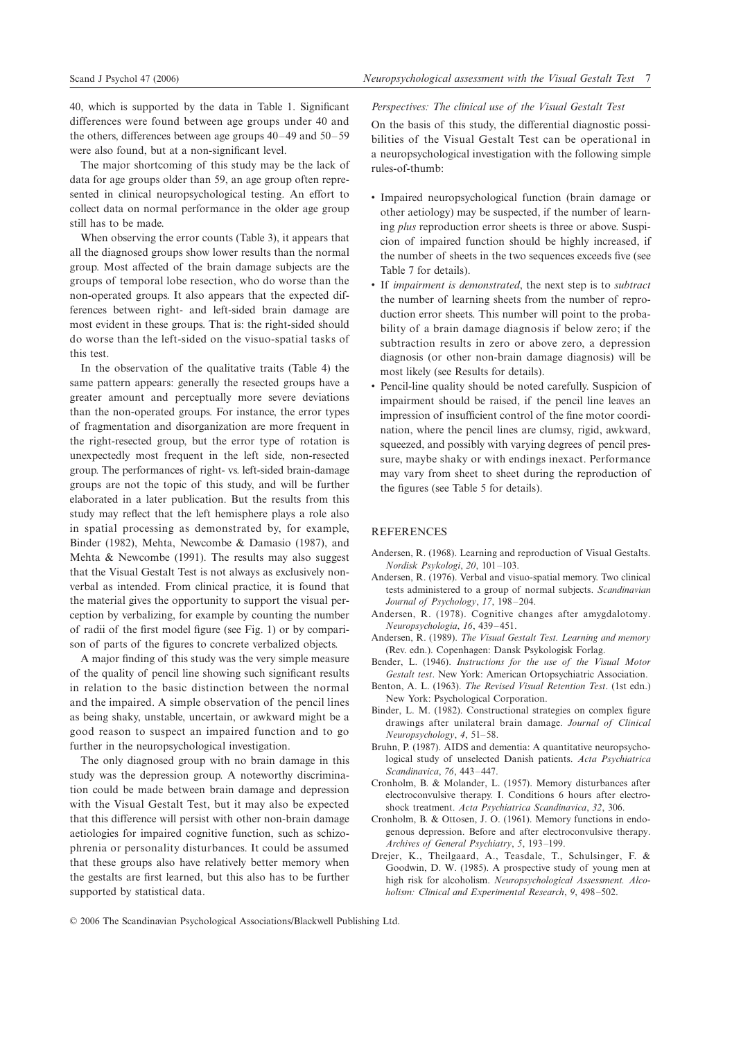40, which is supported by the data in Table 1. Significant differences were found between age groups under 40 and the others, differences between age groups 40–49 and 50–59 were also found, but at a non-significant level.

The major shortcoming of this study may be the lack of data for age groups older than 59, an age group often represented in clinical neuropsychological testing. An effort to collect data on normal performance in the older age group still has to be made.

When observing the error counts (Table 3), it appears that all the diagnosed groups show lower results than the normal group. Most affected of the brain damage subjects are the groups of temporal lobe resection, who do worse than the non-operated groups. It also appears that the expected differences between right- and left-sided brain damage are most evident in these groups. That is: the right-sided should do worse than the left-sided on the visuo-spatial tasks of this test.

In the observation of the qualitative traits (Table 4) the same pattern appears: generally the resected groups have a greater amount and perceptually more severe deviations than the non-operated groups. For instance, the error types of fragmentation and disorganization are more frequent in the right-resected group, but the error type of rotation is unexpectedly most frequent in the left side, non-resected group. The performances of right- vs. left-sided brain-damage groups are not the topic of this study, and will be further elaborated in a later publication. But the results from this study may reflect that the left hemisphere plays a role also in spatial processing as demonstrated by, for example, Binder (1982), Mehta, Newcombe & Damasio (1987), and Mehta & Newcombe (1991). The results may also suggest that the Visual Gestalt Test is not always as exclusively nonverbal as intended. From clinical practice, it is found that the material gives the opportunity to support the visual perception by verbalizing, for example by counting the number of radii of the first model figure (see Fig. 1) or by comparison of parts of the figures to concrete verbalized objects.

A major finding of this study was the very simple measure of the quality of pencil line showing such significant results in relation to the basic distinction between the normal and the impaired. A simple observation of the pencil lines as being shaky, unstable, uncertain, or awkward might be a good reason to suspect an impaired function and to go further in the neuropsychological investigation.

The only diagnosed group with no brain damage in this study was the depression group. A noteworthy discrimination could be made between brain damage and depression with the Visual Gestalt Test, but it may also be expected that this difference will persist with other non-brain damage aetiologies for impaired cognitive function, such as schizophrenia or personality disturbances. It could be assumed that these groups also have relatively better memory when the gestalts are first learned, but this also has to be further supported by statistical data.

*Perspectives: The clinical use of the Visual Gestalt Test*

On the basis of this study, the differential diagnostic possibilities of the Visual Gestalt Test can be operational in a neuropsychological investigation with the following simple rules-of-thumb:

- Impaired neuropsychological function (brain damage or other aetiology) may be suspected, if the number of learning *plus* reproduction error sheets is three or above. Suspicion of impaired function should be highly increased, if the number of sheets in the two sequences exceeds five (see Table 7 for details).
- If *impairment is demonstrated*, the next step is to *subtract* the number of learning sheets from the number of reproduction error sheets. This number will point to the probability of a brain damage diagnosis if below zero; if the subtraction results in zero or above zero, a depression diagnosis (or other non-brain damage diagnosis) will be most likely (see Results for details).
- Pencil-line quality should be noted carefully. Suspicion of impairment should be raised, if the pencil line leaves an impression of insufficient control of the fine motor coordination, where the pencil lines are clumsy, rigid, awkward, squeezed, and possibly with varying degrees of pencil pressure, maybe shaky or with endings inexact. Performance may vary from sheet to sheet during the reproduction of the figures (see Table 5 for details).

## REFERENCES

Andersen, R. (1968). Learning and reproduction of Visual Gestalts. *Nordisk Psykologi*, *20*, 101–103.

Andersen, R. (1976). Verbal and visuo-spatial memory. Two clinical tests administered to a group of normal subjects. *Scandinavian Journal of Psychology*, *17*, 198–204.

Andersen, R. (1978). Cognitive changes after amygdalotomy. *Neuropsychologia*, *16*, 439–451.

Andersen, R. (1989). *The Visual Gestalt Test. Learning and memory* (Rev. edn.). Copenhagen: Dansk Psykologisk Forlag.

Bender, L. (1946). *Instructions for the use of the Visual Motor Gestalt test*. New York: American Ortopsychiatric Association.

Benton, A. L. (1963). *The Revised Visual Retention Test*. (1st edn.) New York: Psychological Corporation.

Binder, L. M. (1982). Constructional strategies on complex figure drawings after unilateral brain damage. *Journal of Clinical Neuropsychology*, *4*, 51–58.

Bruhn, P. (1987). AIDS and dementia: A quantitative neuropsychological study of unselected Danish patients. *Acta Psychiatrica Scandinavica*, *76*, 443–447.

Cronholm, B. & Molander, L. (1957). Memory disturbances after electroconvulsive therapy. I. Conditions 6 hours after electroshock treatment. *Acta Psychiatrica Scandinavica*, *32*, 306.

Cronholm, B. & Ottosen, J. O. (1961). Memory functions in endogenous depression. Before and after electroconvulsive therapy. *Archives of General Psychiatry*, *5*, 193–199.

Drejer, K., Theilgaard, A., Teasdale, T., Schulsinger, F. & Goodwin, D. W. (1985). A prospective study of young men at high risk for alcoholism. *Neuropsychological Assessment. Alcoholism: Clinical and Experimental Research*, *9*, 498–502.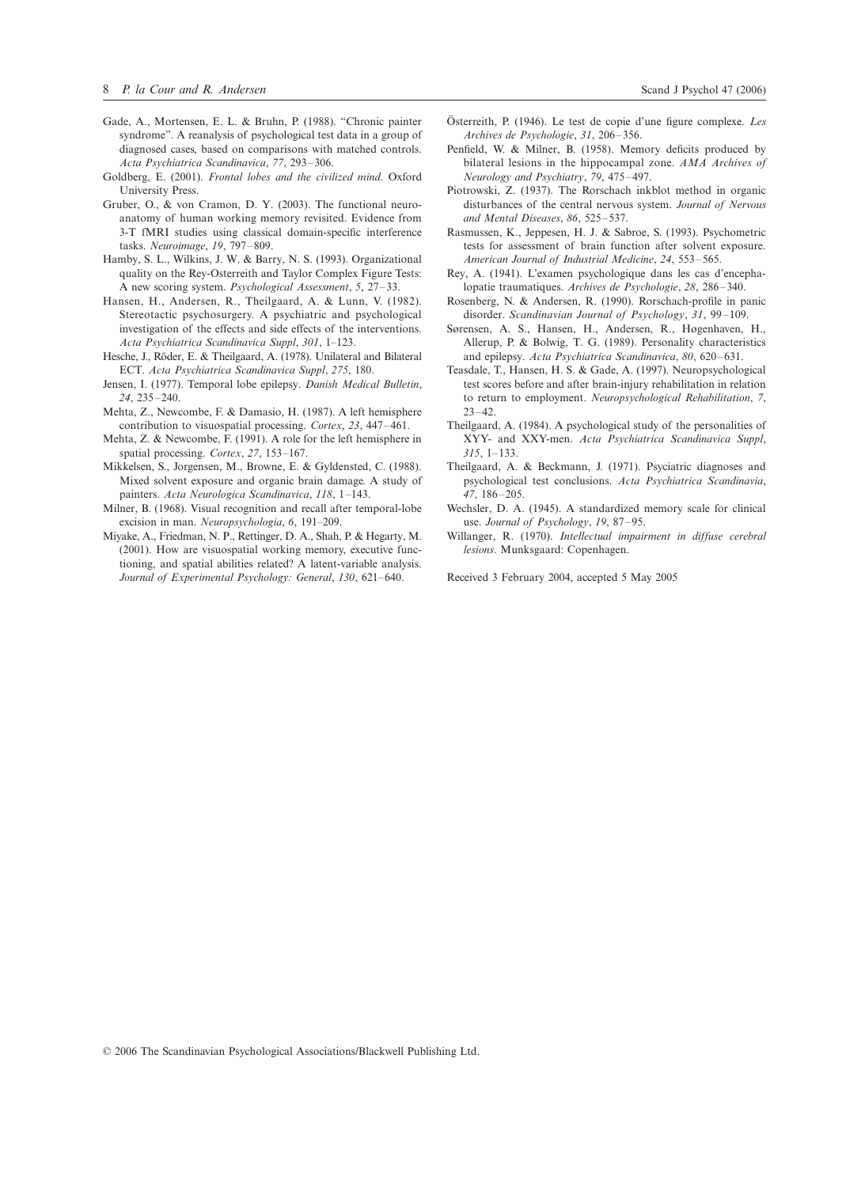Gade, A., Mortensen, E. L. & Bruhn, P. (1988). "Chronic painter syndrome". A reanalysis of psychological test data in a group of diagnosed cases, based on comparisons with matched controls. *Acta Psychiatrica Scandinavica*, *77*, 293–306.

Goldberg, E. (2001). *Frontal lobes and the civilized mind*. Oxford University Press.

Gruber, O., & von Cramon, D. Y. (2003). The functional neuroanatomy of human working memory revisited. Evidence from 3-T fMRI studies using classical domain-specific interference tasks. *Neuroimage*, *19*, 797–809.

Hamby, S. L., Wilkins, J. W. & Barry, N. S. (1993). Organizational quality on the Rey-Osterreith and Taylor Complex Figure Tests: A new scoring system. *Psychological Assessment*, *5*, 27–33.

Hansen, H., Andersen, R., Theilgaard, A. & Lunn, V. (1982). Stereotactic psychosurgery. A psychiatric and psychological investigation of the effects and side effects of the interventions. *Acta Psychiatrica Scandinavica Suppl*, *301*, 1–123.

Hesche, J., Röder, E. & Theilgaard, A. (1978). Unilateral and Bilateral ECT. *Acta Psychiatrica Scandinavica Suppl*, *275*, 180.

Jensen, I. (1977). Temporal lobe epilepsy. *Danish Medical Bulletin*, *24*, 235–240.

Mehta, Z., Newcombe, F. & Damasio, H. (1987). A left hemisphere contribution to visuospatial processing. *Cortex*, *23*, 447–461.

Mehta, Z. & Newcombe, F. (1991). A role for the left hemisphere in spatial processing. *Cortex*, *27*, 153–167.

Mikkelsen, S., Jorgensen, M., Browne, E. & Gyldensted, C. (1988). Mixed solvent exposure and organic brain damage. A study of painters. *Acta Neurologica Scandinavica*, *118*, 1–143.

Milner, B. (1968). Visual recognition and recall after temporal-lobe excision in man. *Neuropsychologia*, *6*, 191–209.

Miyake, A., Friedman, N. P., Rettinger, D. A., Shah, P. & Hegarty, M. (2001). How are visuospatial working memory, executive functioning, and spatial abilities related? A latent-variable analysis. *Journal of Experimental Psychology: General*, *130*, 621–640.

Österreith, P. (1946). Le test de copie d'une figure complexe. *Les Archives de Psychologie*, *31*, 206–356.

Penfield, W. & Milner, B. (1958). Memory deficits produced by bilateral lesions in the hippocampal zone. *AMA Archives of Neurology and Psychiatry*, *79*, 475–497.

Piotrowski, Z. (1937). The Rorschach inkblot method in organic disturbances of the central nervous system. *Journal of Nervous and Mental Diseases*, *86*, 525–537.

Rasmussen, K., Jeppesen, H. J. & Sabroe, S. (1993). Psychometric tests for assessment of brain function after solvent exposure. *American Journal of Industrial Medicine*, *24*, 553–565.

Rey, A. (1941). L'examen psychologique dans les cas d'encephalopatie traumatiques. *Archives de Psychologie*, *28*, 286–340.

Rosenberg, N. & Andersen, R. (1990). Rorschach-profile in panic disorder. *Scandinavian Journal of Psychology*, *31*, 99–109.

Sørensen, A. S., Hansen, H., Andersen, R., Høgenhaven, H., Allerup, P. & Bolwig, T. G. (1989). Personality characteristics and epilepsy. *Acta Psychiatrica Scandinavica*, *80*, 620–631.

Teasdale, T., Hansen, H. S. & Gade, A. (1997). Neuropsychological test scores before and after brain-injury rehabilitation in relation to return to employment. *Neuropsychological Rehabilitation*, *7*, 23–42.

Theilgaard, A. (1984). A psychological study of the personalities of XYY- and XXY-men. *Acta Psychiatrica Scandinavica Suppl*, *315*, 1–133.

Theilgaard, A. & Beckmann, J. (1971). Psyciatric diagnoses and psychological test conclusions. *Acta Psychiatrica Scandinavia*, *47*, 186–205.

Wechsler, D. A. (1945). A standardized memory scale for clinical use. *Journal of Psychology*, *19*, 87–95.

Willanger, R. (1970). *Intellectual impairment in diffuse cerebral lesions*. Munksgaard: Copenhagen.

Received 3 February 2004, accepted 5 May 2005